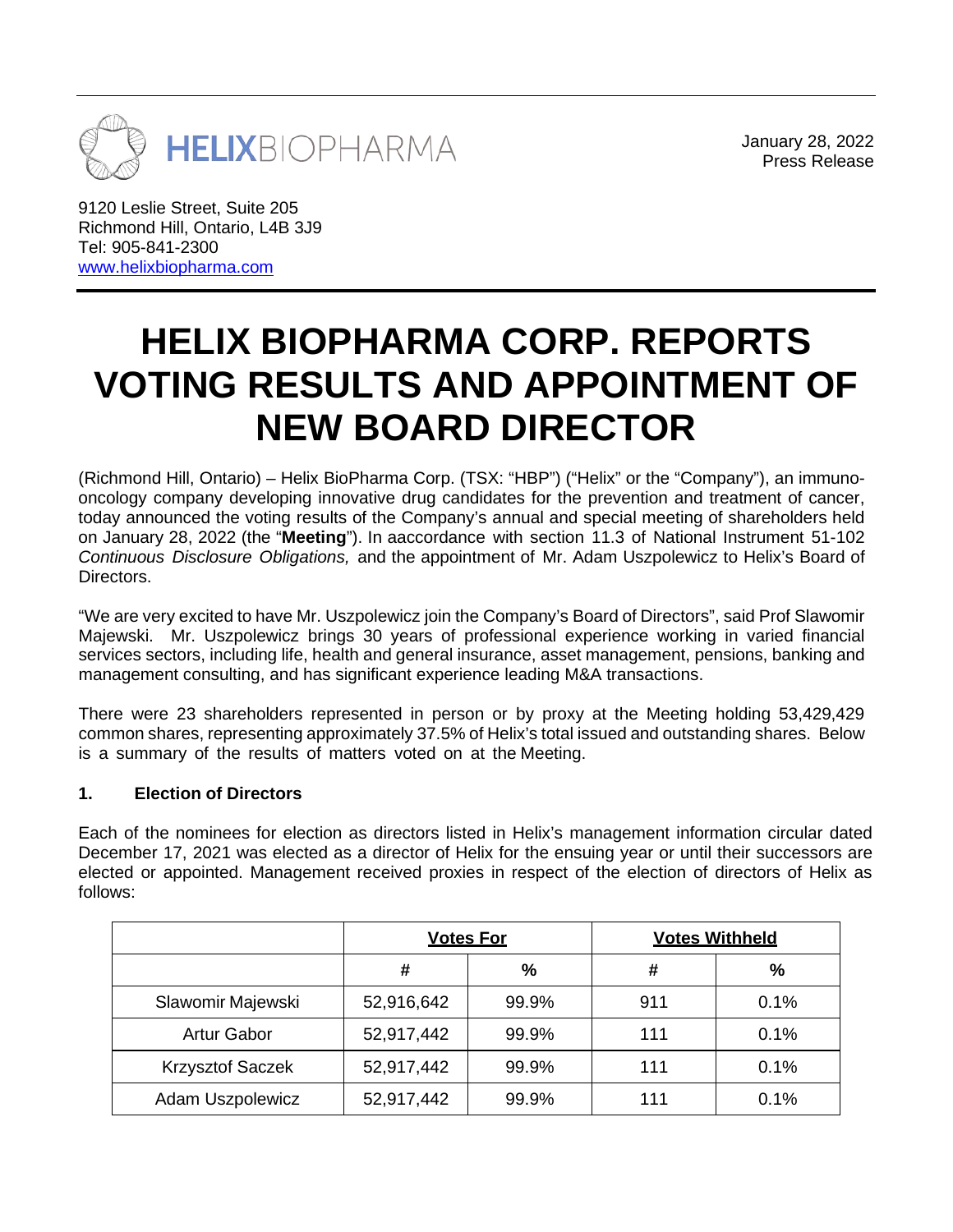HELIXBIOPHARMA

January 28, 2022
Press Release

9120 Leslie Street, Suite 205
Richmond Hill, Ontario, L4B 3J9
Tel: 905-841-2300
www.helixbiopharma.com

# HELIX BIOPHARMA CORP. REPORTS VOTING RESULTS AND APPOINTMENT OF NEW BOARD DIRECTOR

(Richmond Hill, Ontario) – Helix BioPharma Corp. (TSX: "HBP") ("Helix" or the "Company"), an immuno-oncology company developing innovative drug candidates for the prevention and treatment of cancer, today announced the voting results of the Company's annual and special meeting of shareholders held on January 28, 2022 (the "**Meeting**"). In aaccordance with section 11.3 of National Instrument 51-102 *Continuous Disclosure Obligations,* and the appointment of Mr. Adam Uszpolewicz to Helix's Board of Directors.

"We are very excited to have Mr. Uszpolewicz join the Company's Board of Directors", said Prof Slawomir Majewski. Mr. Uszpolewicz brings 30 years of professional experience working in varied financial services sectors, including life, health and general insurance, asset management, pensions, banking and management consulting, and has significant experience leading M&A transactions.

There were 23 shareholders represented in person or by proxy at the Meeting holding 53,429,429 common shares, representing approximately 37.5% of Helix's total issued and outstanding shares. Below is a summary of the results of matters voted on at the Meeting.

### 1. Election of Directors

Each of the nominees for election as directors listed in Helix's management information circular dated December 17, 2021 was elected as a director of Helix for the ensuing year or until their successors are elected or appointed. Management received proxies in respect of the election of directors of Helix as follows:

| | Votes For | | Votes Withheld | |
|---|---|---|---|---|
| | # | % | # | % |
| Slawomir Majewski | 52,916,642 | 99.9% | 911 | 0.1% |
| Artur Gabor | 52,917,442 | 99.9% | 111 | 0.1% |
| Krzysztof Saczek | 52,917,442 | 99.9% | 111 | 0.1% |
| Adam Uszpolewicz | 52,917,442 | 99.9% | 111 | 0.1% |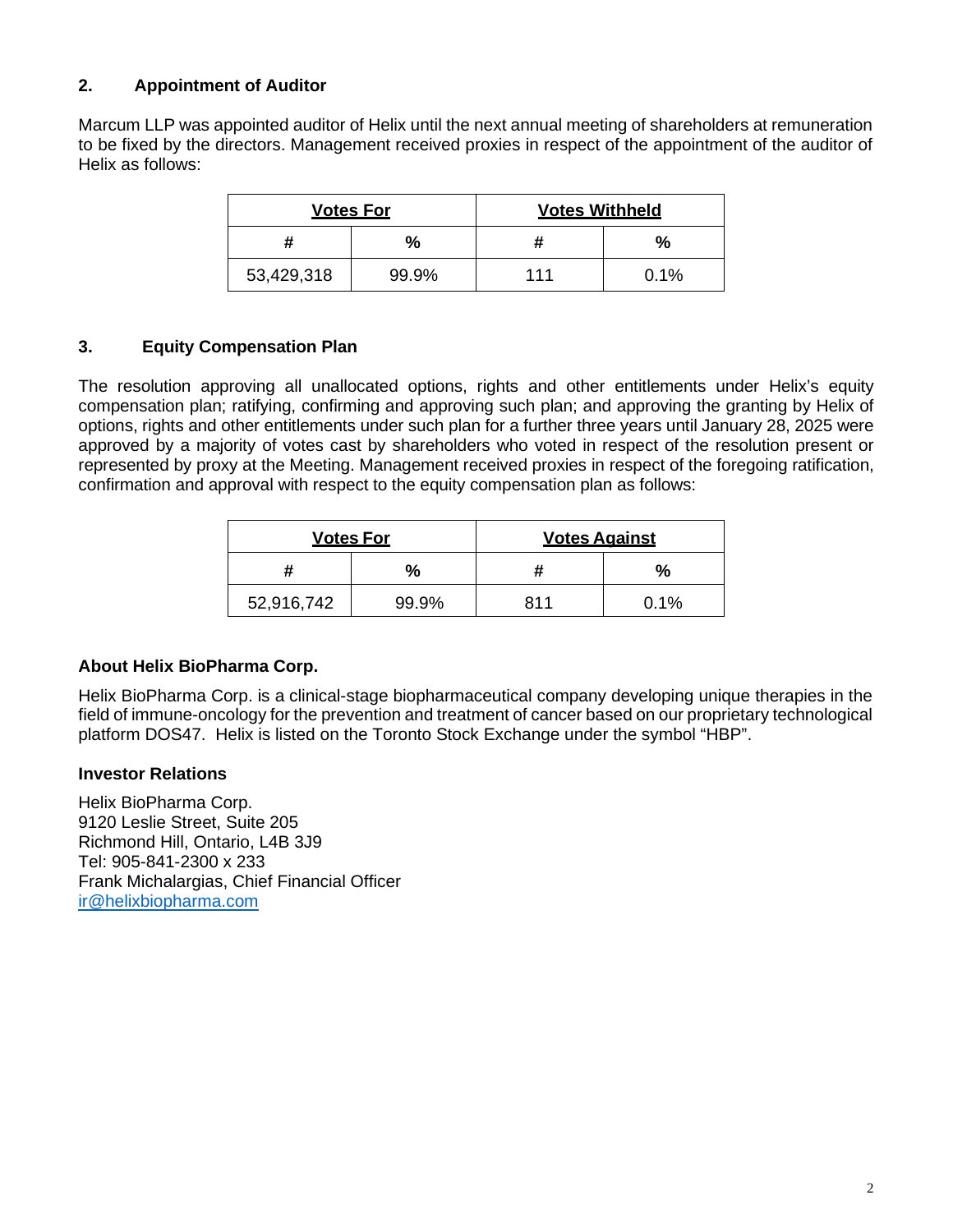## 2. Appointment of Auditor

Marcum LLP was appointed auditor of Helix until the next annual meeting of shareholders at remuneration to be fixed by the directors. Management received proxies in respect of the appointment of the auditor of Helix as follows:

| Votes For | | Votes Withheld | |
|---|---|---|---|
| # | % | # | % |
| 53,429,318 | 99.9% | 111 | 0.1% |

## 3. Equity Compensation Plan

The resolution approving all unallocated options, rights and other entitlements under Helix's equity compensation plan; ratifying, confirming and approving such plan; and approving the granting by Helix of options, rights and other entitlements under such plan for a further three years until January 28, 2025 were approved by a majority of votes cast by shareholders who voted in respect of the resolution present or represented by proxy at the Meeting. Management received proxies in respect of the foregoing ratification, confirmation and approval with respect to the equity compensation plan as follows:

| Votes For | | Votes Against | |
|---|---|---|---|
| # | % | # | % |
| 52,916,742 | 99.9% | 811 | 0.1% |

### About Helix BioPharma Corp.

Helix BioPharma Corp. is a clinical-stage biopharmaceutical company developing unique therapies in the field of immune-oncology for the prevention and treatment of cancer based on our proprietary technological platform DOS47. Helix is listed on the Toronto Stock Exchange under the symbol "HBP".

### Investor Relations

Helix BioPharma Corp.
9120 Leslie Street, Suite 205
Richmond Hill, Ontario, L4B 3J9
Tel: 905-841-2300 x 233
Frank Michalargias, Chief Financial Officer
ir@helixbiopharma.com